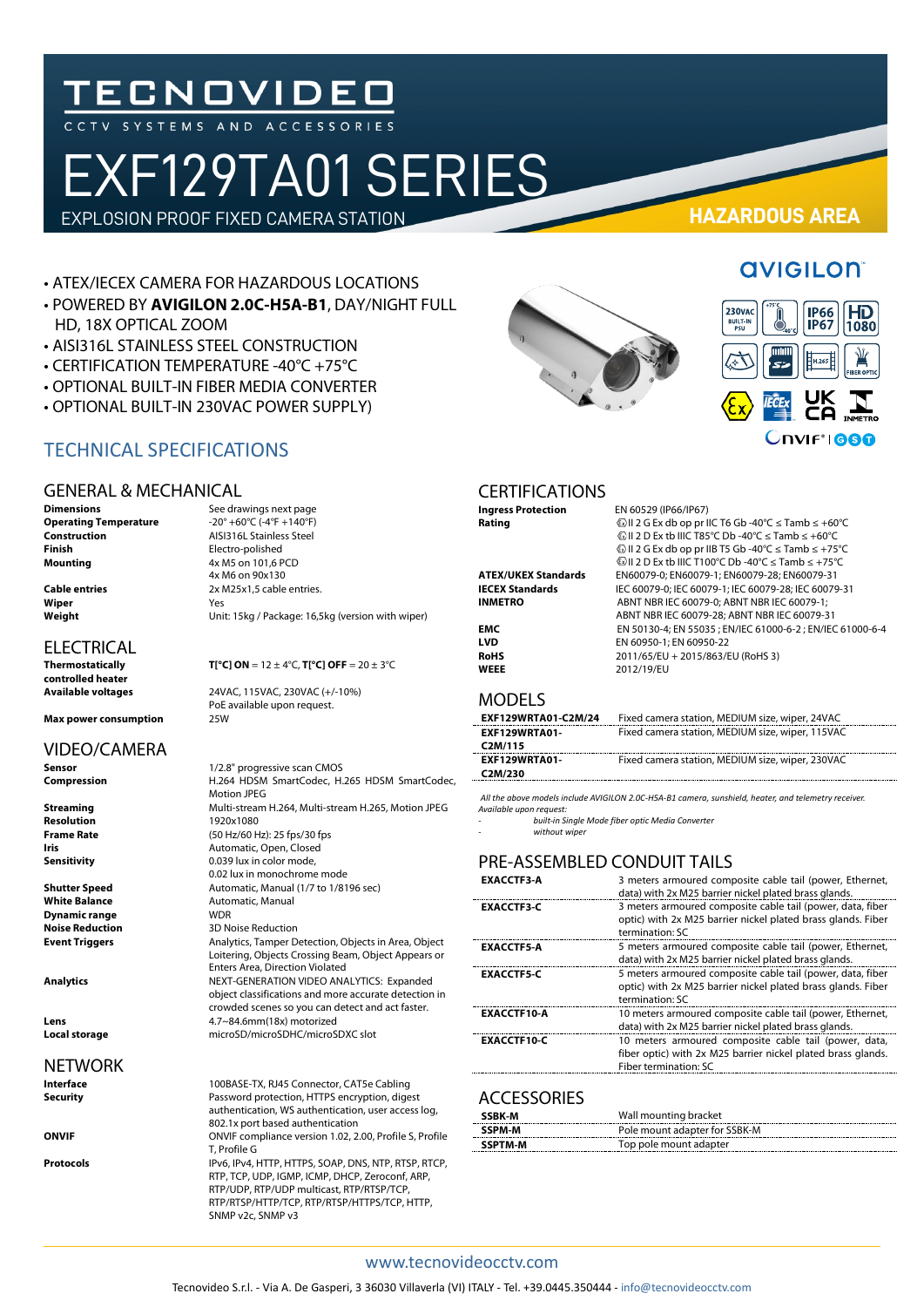# TECNOVIDEO

CCTV SYSTEMS AND ACCESSORIES

# EXF129TA01 SERIES

EXPLOSION PROOF FIXED CAMERA STATION

**HAZARDOUS AREA**

- ATEX/IECEX CAMERA FOR HAZARDOUS LOCATIONS
- POWERED BY **AVIGILON 2.0C-H5A-B1**, DAY/NIGHT FULL HD, 18X OPTICAL ZOOM
- AISI316L STAINLESS STEEL CONSTRUCTION
- CERTIFICATION TEMPERATURE -40°C +75°C
- OPTIONAL BUILT-IN FIBER MEDIA CONVERTER
- OPTIONAL BUILT-IN 230VAC POWER SUPPLY)

## TECHNICAL SPECIFICATIONS

### GENERAL & MECHANICAL

| | |
|---|---|
| **Dimensions** | See drawings next page |
| **Operating Temperature** | -20° +60°C (-4°F +140°F) |
| **Construction** | AISI316L Stainless Steel |
| **Finish** | Electro-polished |
| **Mounting** | 4x M5 on 101,6 PCD<br>4x M6 on 90x130 |
| **Cable entries** | 2x M25x1,5 cable entries. |
| **Wiper** | Yes |
| **Weight** | Unit: 15kg / Package: 16,5kg (version with wiper) |

### ELECTRICAL

| | |
|---|---|
| **Thermostatically controlled heater** | **T[°C] ON** = 12 ± 4°C, **T[°C] OFF** = 20 ± 3°C |
| **Available voltages** | 24VAC, 115VAC, 230VAC (+/-10%)<br>PoE available upon request. |
| **Max power consumption** | 25W |

### VIDEO/CAMERA

| | |
|---|---|
| **Sensor** | 1/2.8" progressive scan CMOS |
| **Compression** | H.264 HDSM SmartCodec, H.265 HDSM SmartCodec, Motion JPEG |
| **Streaming** | Multi-stream H.264, Multi-stream H.265, Motion JPEG |
| **Resolution** | 1920x1080 |
| **Frame Rate** | (50 Hz/60 Hz): 25 fps/30 fps |
| **Iris** | Automatic, Open, Closed |
| **Sensitivity** | 0.039 lux in color mode,<br>0.02 lux in monochrome mode |
| **Shutter Speed** | Automatic, Manual (1/7 to 1/8196 sec) |
| **White Balance** | Automatic, Manual |
| **Dynamic range** | WDR |
| **Noise Reduction** | 3D Noise Reduction |
| **Event Triggers** | Analytics, Tamper Detection, Objects in Area, Object Loitering, Objects Crossing Beam, Object Appears or Enters Area, Direction Violated |
| **Analytics** | NEXT-GENERATION VIDEO ANALYTICS: Expanded object classifications and more accurate detection in crowded scenes so you can detect and act faster. |
| **Lens** | 4.7~84.6mm(18x) motorized |
| **Local storage** | microSD/microSDHC/microSDXC slot |

### NETWORK

| | |
|---|---|
| **Interface** | 100BASE-TX, RJ45 Connector, CAT5e Cabling |
| **Security** | Password protection, HTTPS encryption, digest authentication, WS authentication, user access log, 802.1x port based authentication |
| **ONVIF** | ONVIF compliance version 1.02, 2.00, Profile S, Profile T, Profile G |
| **Protocols** | IPv6, IPv4, HTTP, HTTPS, SOAP, DNS, NTP, RTSP, RTCP, RTP, TCP, UDP, IGMP, ICMP, DHCP, Zeroconf, ARP, RTP/UDP, RTP/UDP multicast, RTP/RTSP/TCP, RTP/RTSP/HTTP/TCP, RTP/RTSP/HTTPS/TCP, HTTP, SNMP v2c, SNMP v3 |

### CERTIFICATIONS

| | |
|---|---|
| **Ingress Protection** | EN 60529 (IP66/IP67) |
| **Rating** | Ex II 2 G Ex db op pr IIC T6 Gb -40°C ≤ Tamb ≤ +60°C<br>Ex II 2 D Ex tb IIIC T85°C Db -40°C ≤ Tamb ≤ +60°C<br>Ex II 2 G Ex db op pr IIB T5 Gb -40°C ≤ Tamb ≤ +75°C<br>Ex II 2 D Ex tb IIIC T100°C Db -40°C ≤ Tamb ≤ +75°C |
| **ATEX/UKEX Standards** | EN60079-0; EN60079-1; EN60079-28; EN60079-31 |
| **IECEX Standards** | IEC 60079-0; IEC 60079-1; IEC 60079-28; IEC 60079-31 |
| **INMETRO** | ABNT NBR IEC 60079-0; ABNT NBR IEC 60079-1; ABNT NBR IEC 60079-28; ABNT NBR IEC 60079-31 |
| **EMC** | EN 50130-4; EN 55035 ; EN/IEC 61000-6-2 ; EN/IEC 61000-6-4 |
| **LVD** | EN 60950-1; EN 60950-22 |
| **RoHS** | 2011/65/EU + 2015/863/EU (RoHS 3) |
| **WEEE** | 2012/19/EU |

### MODELS

| | |
|---|---|
| **EXF129WRTA01-C2M/24** | Fixed camera station, MEDIUM size, wiper, 24VAC |
| **EXF129WRTA01-C2M/115** | Fixed camera station, MEDIUM size, wiper, 115VAC |
| **EXF129WRTA01-C2M/230** | Fixed camera station, MEDIUM size, wiper, 230VAC |

*All the above models include AVIGILON 2.0C-H5A-B1 camera, sunshield, heater, and telemetry receiver.*
*Available upon request:*
- *built-in Single Mode fiber optic Media Converter*
- *without wiper*

### PRE-ASSEMBLED CONDUIT TAILS

| | |
|---|---|
| **EXACCTF3-A** | 3 meters armoured composite cable tail (power, Ethernet, data) with 2x M25 barrier nickel plated brass glands. |
| **EXACCTF3-C** | 3 meters armoured composite cable tail (power, data, fiber optic) with 2x M25 barrier nickel plated brass glands. Fiber termination: SC |
| **EXACCTF5-A** | 5 meters armoured composite cable tail (power, Ethernet, data) with 2x M25 barrier nickel plated brass glands. |
| **EXACCTF5-C** | 5 meters armoured composite cable tail (power, data, fiber optic) with 2x M25 barrier nickel plated brass glands. Fiber termination: SC |
| **EXACCTF10-A** | 10 meters armoured composite cable tail (power, Ethernet, data) with 2x M25 barrier nickel plated brass glands. |
| **EXACCTF10-C** | 10 meters armoured composite cable tail (power, data, fiber optic) with 2x M25 barrier nickel plated brass glands. Fiber termination: SC |

### ACCESSORIES

| | |
|---|---|
| **SSBK-M** | Wall mounting bracket |
| **SSPM-M** | Pole mount adapter for SSBK-M |
| **SSPTM-M** | Top pole mount adapter |

www.tecnovideocctv.com

Tecnovideo S.r.l. - Via A. De Gasperi, 3 36030 Villaverla (VI) ITALY - Tel. +39.0445.350444 - info@tecnovideocctv.com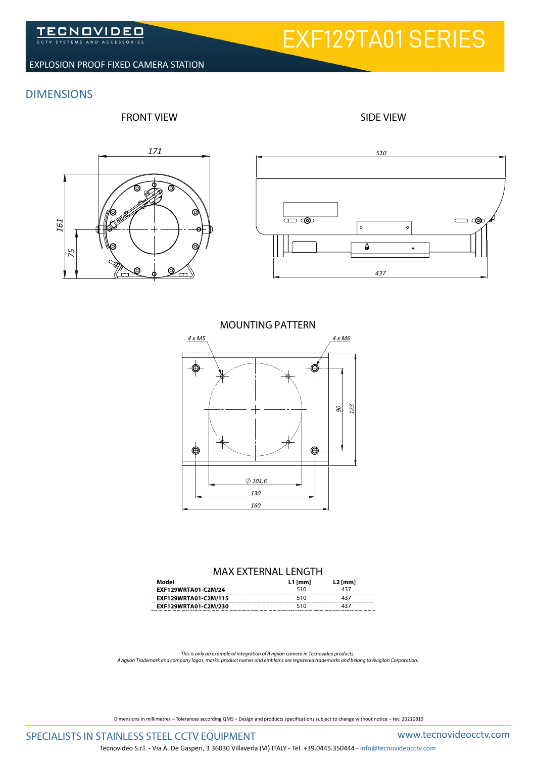# EXF129TA01 SERIES

EXPLOSION PROOF FIXED CAMERA STATION

## DIMENSIONS

FRONT VIEW

171

161

75

SIDE VIEW

510

437

MOUNTING PATTERN

4 x M5

4 x M6

90

123

∅ 101,6

130

160

## MAX EXTERNAL LENGTH

| Model | L1 [mm] | L2 [mm] |
|---|---|---|
| **EXF129WRTA01-C2M/24** | 510 | 437 |
| **EXF129WRTA01-C2M/115** | 510 | 437 |
| **EXF129WRTA01-C2M/230** | 510 | 437 |

*This is only an example of integration of Avigilon camera in Tecnovideo products.*
*Avigilon Trademark and company logos, marks, product names and emblems are registered trademarks and belong to Avigilon Corporation.*

Dimensions in millimetres – Tolerances according QMS – Design and products specifications subject to change without notice – rev. 20210819

SPECIALISTS IN STAINLESS STEEL CCTV EQUIPMENT

www.tecnovideocctv.com

Tecnovideo S.r.l. - Via A. De Gasperi, 3 36030 Villaverla (VI) ITALY - Tel. +39.0445.350444 - info@tecnovideocctv.com